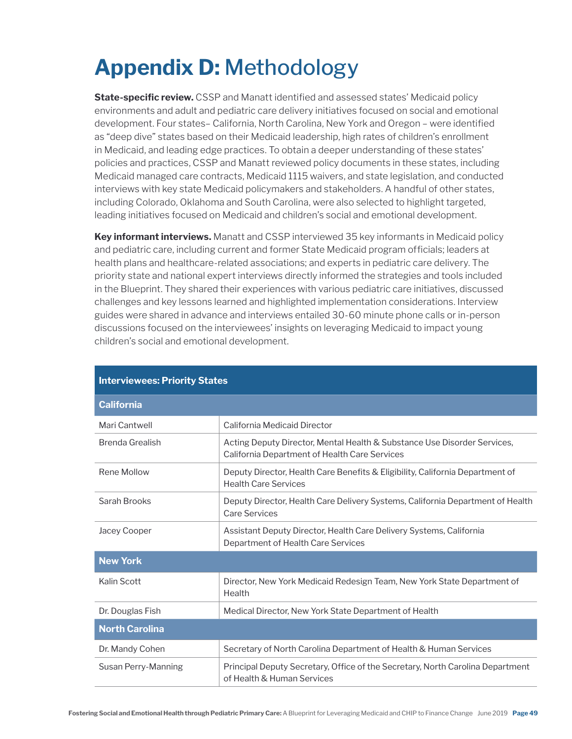# **Appendix D:** Methodology

**State-specific review.** CSSP and Manatt identified and assessed states' Medicaid policy environments and adult and pediatric care delivery initiatives focused on social and emotional development. Four states– California, North Carolina, New York and Oregon – were identified as "deep dive" states based on their Medicaid leadership, high rates of children's enrollment in Medicaid, and leading edge practices. To obtain a deeper understanding of these states' policies and practices, CSSP and Manatt reviewed policy documents in these states, including Medicaid managed care contracts, Medicaid 1115 waivers, and state legislation, and conducted interviews with key state Medicaid policymakers and stakeholders. A handful of other states, including Colorado, Oklahoma and South Carolina, were also selected to highlight targeted, leading initiatives focused on Medicaid and children's social and emotional development.

**Key informant interviews.** Manatt and CSSP interviewed 35 key informants in Medicaid policy and pediatric care, including current and former State Medicaid program officials; leaders at health plans and healthcare-related associations; and experts in pediatric care delivery. The priority state and national expert interviews directly informed the strategies and tools included in the Blueprint. They shared their experiences with various pediatric care initiatives, discussed challenges and key lessons learned and highlighted implementation considerations. Interview guides were shared in advance and interviews entailed 30-60 minute phone calls or in-person discussions focused on the interviewees' insights on leveraging Medicaid to impact young children's social and emotional development.

| **Interviewees: Priority States** | |
|---|---|
| **California** | |
| Mari Cantwell | California Medicaid Director |
| Brenda Grealish | Acting Deputy Director, Mental Health & Substance Use Disorder Services, California Department of Health Care Services |
| Rene Mollow | Deputy Director, Health Care Benefits & Eligibility, California Department of Health Care Services |
| Sarah Brooks | Deputy Director, Health Care Delivery Systems, California Department of Health Care Services |
| Jacey Cooper | Assistant Deputy Director, Health Care Delivery Systems, California Department of Health Care Services |
| **New York** | |
| Kalin Scott | Director, New York Medicaid Redesign Team, New York State Department of Health |
| Dr. Douglas Fish | Medical Director, New York State Department of Health |
| **North Carolina** | |
| Dr. Mandy Cohen | Secretary of North Carolina Department of Health & Human Services |
| Susan Perry-Manning | Principal Deputy Secretary, Office of the Secretary, North Carolina Department of Health & Human Services |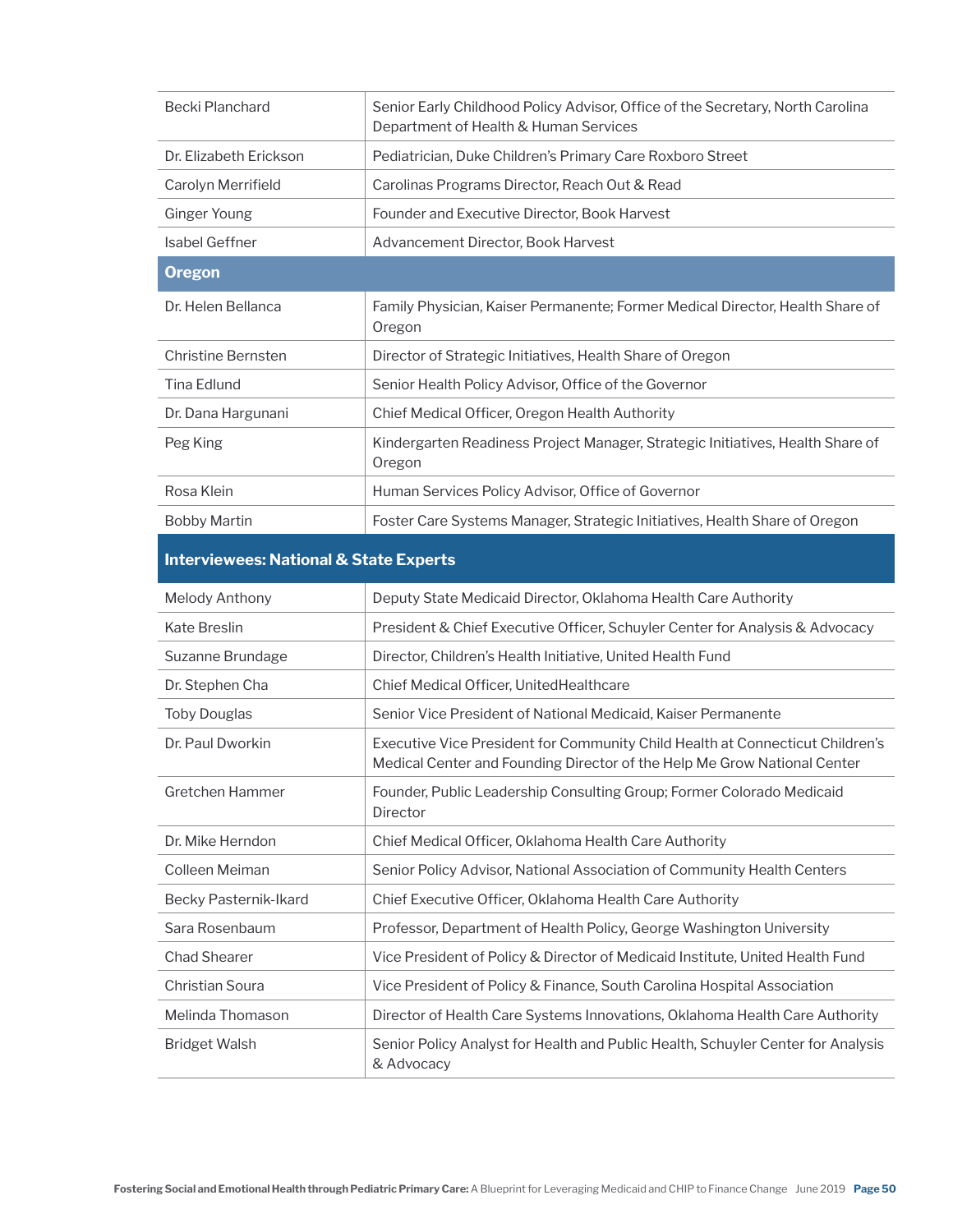| | |
|---|---|
| Becki Planchard | Senior Early Childhood Policy Advisor, Office of the Secretary, North Carolina Department of Health & Human Services |
| Dr. Elizabeth Erickson | Pediatrician, Duke Children's Primary Care Roxboro Street |
| Carolyn Merrifield | Carolinas Programs Director, Reach Out & Read |
| Ginger Young | Founder and Executive Director, Book Harvest |
| Isabel Geffner | Advancement Director, Book Harvest |
| **Oregon** | |
| Dr. Helen Bellanca | Family Physician, Kaiser Permanente; Former Medical Director, Health Share of Oregon |
| Christine Bernsten | Director of Strategic Initiatives, Health Share of Oregon |
| Tina Edlund | Senior Health Policy Advisor, Office of the Governor |
| Dr. Dana Hargunani | Chief Medical Officer, Oregon Health Authority |
| Peg King | Kindergarten Readiness Project Manager, Strategic Initiatives, Health Share of Oregon |
| Rosa Klein | Human Services Policy Advisor, Office of Governor |
| Bobby Martin | Foster Care Systems Manager, Strategic Initiatives, Health Share of Oregon |

| Interviewees: National & State Experts | |
|---|---|
| Melody Anthony | Deputy State Medicaid Director, Oklahoma Health Care Authority |
| Kate Breslin | President & Chief Executive Officer, Schuyler Center for Analysis & Advocacy |
| Suzanne Brundage | Director, Children's Health Initiative, United Health Fund |
| Dr. Stephen Cha | Chief Medical Officer, UnitedHealthcare |
| Toby Douglas | Senior Vice President of National Medicaid, Kaiser Permanente |
| Dr. Paul Dworkin | Executive Vice President for Community Child Health at Connecticut Children's Medical Center and Founding Director of the Help Me Grow National Center |
| Gretchen Hammer | Founder, Public Leadership Consulting Group; Former Colorado Medicaid Director |
| Dr. Mike Herndon | Chief Medical Officer, Oklahoma Health Care Authority |
| Colleen Meiman | Senior Policy Advisor, National Association of Community Health Centers |
| Becky Pasternik-Ikard | Chief Executive Officer, Oklahoma Health Care Authority |
| Sara Rosenbaum | Professor, Department of Health Policy, George Washington University |
| Chad Shearer | Vice President of Policy & Director of Medicaid Institute, United Health Fund |
| Christian Soura | Vice President of Policy & Finance, South Carolina Hospital Association |
| Melinda Thomason | Director of Health Care Systems Innovations, Oklahoma Health Care Authority |
| Bridget Walsh | Senior Policy Analyst for Health and Public Health, Schuyler Center for Analysis & Advocacy |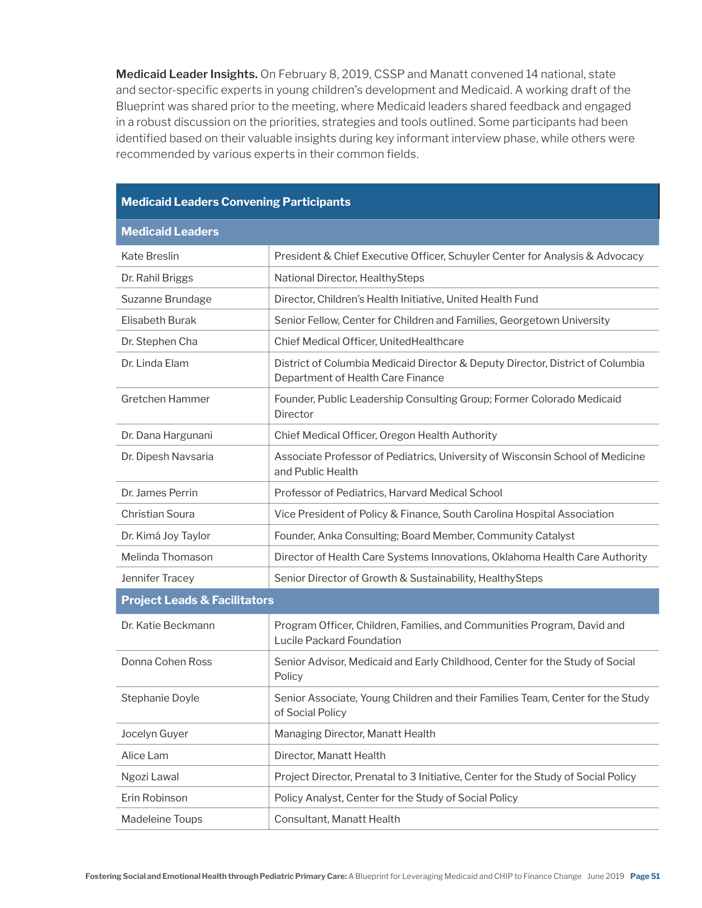**Medicaid Leader Insights.** On February 8, 2019, CSSP and Manatt convened 14 national, state and sector-specific experts in young children's development and Medicaid. A working draft of the Blueprint was shared prior to the meeting, where Medicaid leaders shared feedback and engaged in a robust discussion on the priorities, strategies and tools outlined. Some participants had been identified based on their valuable insights during key informant interview phase, while others were recommended by various experts in their common fields.

| Medicaid Leaders Convening Participants | |
|---|---|
| **Medicaid Leaders** | |
| Kate Breslin | President & Chief Executive Officer, Schuyler Center for Analysis & Advocacy |
| Dr. Rahil Briggs | National Director, HealthySteps |
| Suzanne Brundage | Director, Children's Health Initiative, United Health Fund |
| Elisabeth Burak | Senior Fellow, Center for Children and Families, Georgetown University |
| Dr. Stephen Cha | Chief Medical Officer, UnitedHealthcare |
| Dr. Linda Elam | District of Columbia Medicaid Director & Deputy Director, District of Columbia Department of Health Care Finance |
| Gretchen Hammer | Founder, Public Leadership Consulting Group; Former Colorado Medicaid Director |
| Dr. Dana Hargunani | Chief Medical Officer, Oregon Health Authority |
| Dr. Dipesh Navsaria | Associate Professor of Pediatrics, University of Wisconsin School of Medicine and Public Health |
| Dr. James Perrin | Professor of Pediatrics, Harvard Medical School |
| Christian Soura | Vice President of Policy & Finance, South Carolina Hospital Association |
| Dr. Kimá Joy Taylor | Founder, Anka Consulting; Board Member, Community Catalyst |
| Melinda Thomason | Director of Health Care Systems Innovations, Oklahoma Health Care Authority |
| Jennifer Tracey | Senior Director of Growth & Sustainability, HealthySteps |
| **Project Leads & Facilitators** | |
| Dr. Katie Beckmann | Program Officer, Children, Families, and Communities Program, David and Lucile Packard Foundation |
| Donna Cohen Ross | Senior Advisor, Medicaid and Early Childhood, Center for the Study of Social Policy |
| Stephanie Doyle | Senior Associate, Young Children and their Families Team, Center for the Study of Social Policy |
| Jocelyn Guyer | Managing Director, Manatt Health |
| Alice Lam | Director, Manatt Health |
| Ngozi Lawal | Project Director, Prenatal to 3 Initiative, Center for the Study of Social Policy |
| Erin Robinson | Policy Analyst, Center for the Study of Social Policy |
| Madeleine Toups | Consultant, Manatt Health |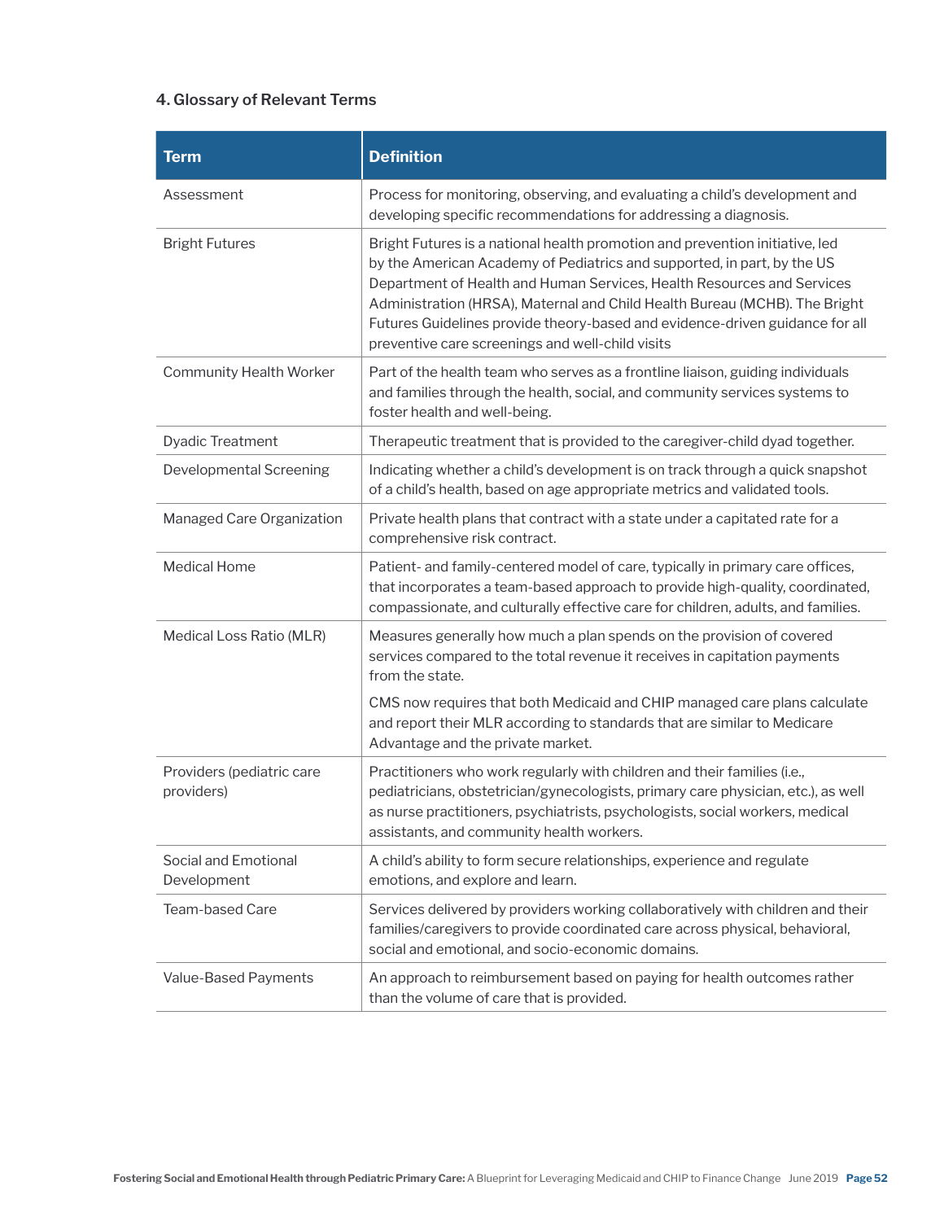### 4. Glossary of Relevant Terms

| Term | Definition |
|---|---|
| Assessment | Process for monitoring, observing, and evaluating a child's development and developing specific recommendations for addressing a diagnosis. |
| Bright Futures | Bright Futures is a national health promotion and prevention initiative, led by the American Academy of Pediatrics and supported, in part, by the US Department of Health and Human Services, Health Resources and Services Administration (HRSA), Maternal and Child Health Bureau (MCHB). The Bright Futures Guidelines provide theory-based and evidence-driven guidance for all preventive care screenings and well-child visits |
| Community Health Worker | Part of the health team who serves as a frontline liaison, guiding individuals and families through the health, social, and community services systems to foster health and well-being. |
| Dyadic Treatment | Therapeutic treatment that is provided to the caregiver-child dyad together. |
| Developmental Screening | Indicating whether a child's development is on track through a quick snapshot of a child's health, based on age appropriate metrics and validated tools. |
| Managed Care Organization | Private health plans that contract with a state under a capitated rate for a comprehensive risk contract. |
| Medical Home | Patient- and family-centered model of care, typically in primary care offices, that incorporates a team-based approach to provide high-quality, coordinated, compassionate, and culturally effective care for children, adults, and families. |
| Medical Loss Ratio (MLR) | Measures generally how much a plan spends on the provision of covered services compared to the total revenue it receives in capitation payments from the state.<br><br>CMS now requires that both Medicaid and CHIP managed care plans calculate and report their MLR according to standards that are similar to Medicare Advantage and the private market. |
| Providers (pediatric care providers) | Practitioners who work regularly with children and their families (i.e., pediatricians, obstetrician/gynecologists, primary care physician, etc.), as well as nurse practitioners, psychiatrists, psychologists, social workers, medical assistants, and community health workers. |
| Social and Emotional Development | A child's ability to form secure relationships, experience and regulate emotions, and explore and learn. |
| Team-based Care | Services delivered by providers working collaboratively with children and their families/caregivers to provide coordinated care across physical, behavioral, social and emotional, and socio-economic domains. |
| Value-Based Payments | An approach to reimbursement based on paying for health outcomes rather than the volume of care that is provided. |